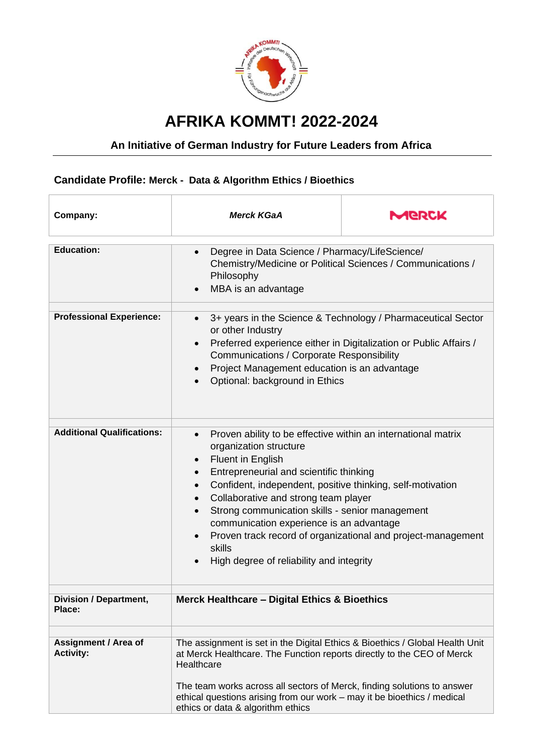# AFRIKA KOMMT! 2022-2024

## An Initiative of German Industry for Future Leaders from Africa

### Candidate Profile: Merck - Data & Algorithm Ethics / Bioethics

| | | |
|---|---|---|
| **Company:** | ***Merck KGaA*** | MERCK |

| | |
|---|---|
| **Education:** | • Degree in Data Science / Pharmacy/LifeScience/ Chemistry/Medicine or Political Sciences / Communications / Philosophy<br>• MBA is an advantage |
| **Professional Experience:** | • 3+ years in the Science & Technology / Pharmaceutical Sector or other Industry<br>• Preferred experience either in Digitalization or Public Affairs / Communications / Corporate Responsibility<br>• Project Management education is an advantage<br>• Optional: background in Ethics |
| **Additional Qualifications:** | • Proven ability to be effective within an international matrix organization structure<br>• Fluent in English<br>• Entrepreneurial and scientific thinking<br>• Confident, independent, positive thinking, self-motivation<br>• Collaborative and strong team player<br>• Strong communication skills - senior management communication experience is an advantage<br>• Proven track record of organizational and project-management skills<br>• High degree of reliability and integrity |
| **Division / Department, Place:** | **Merck Healthcare – Digital Ethics & Bioethics** |
| **Assignment / Area of Activity:** | The assignment is set in the Digital Ethics & Bioethics / Global Health Unit at Merck Healthcare. The Function reports directly to the CEO of Merck Healthcare<br><br>The team works across all sectors of Merck, finding solutions to answer ethical questions arising from our work – may it be bioethics / medical ethics or data & algorithm ethics |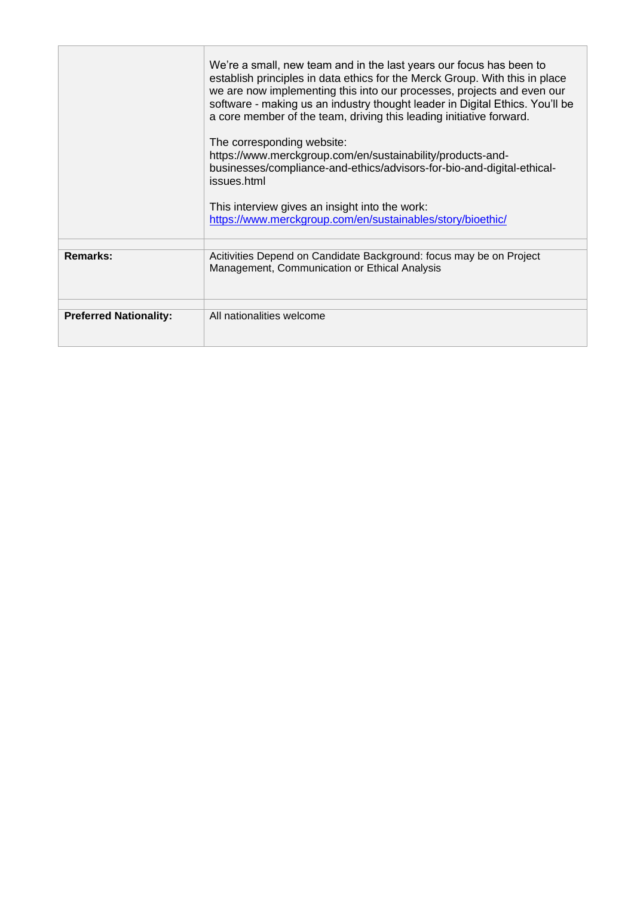| | |
|---|---|
| | We're a small, new team and in the last years our focus has been to establish principles in data ethics for the Merck Group. With this in place we are now implementing this into our processes, projects and even our software - making us an industry thought leader in Digital Ethics. You'll be a core member of the team, driving this leading initiative forward.<br><br>The corresponding website:<br>https://www.merckgroup.com/en/sustainability/products-and-businesses/compliance-and-ethics/advisors-for-bio-and-digital-ethical-issues.html<br><br>This interview gives an insight into the work:<br>https://www.merckgroup.com/en/sustainables/story/bioethic/ |
| | |
| **Remarks:** | Acitivities Depend on Candidate Background: focus may be on Project Management, Communication or Ethical Analysis |
| | |
| **Preferred Nationality:** | All nationalities welcome |